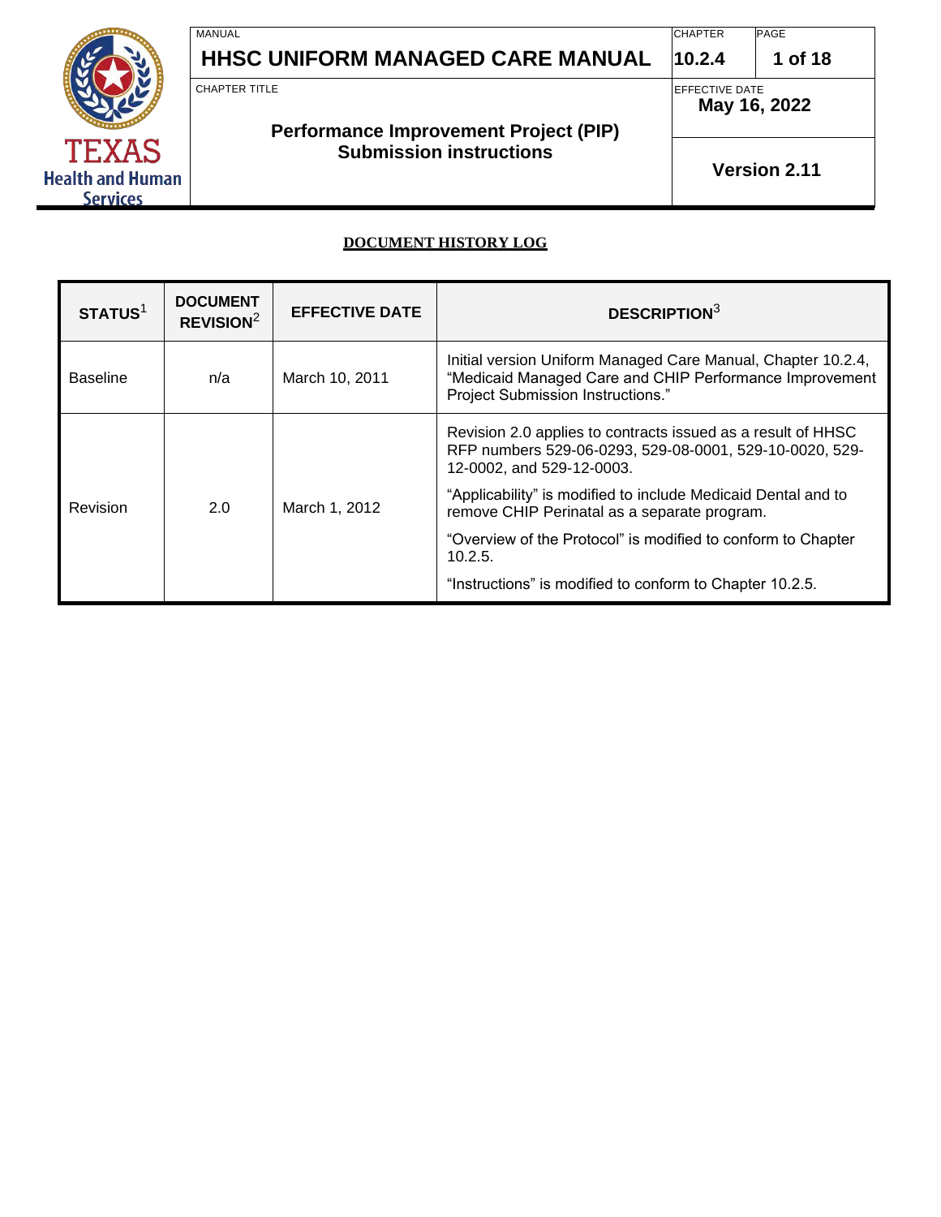## DOCUMENT HISTORY LOG

| STATUS[1] | DOCUMENT REVISION[2] | EFFECTIVE DATE | DESCRIPTION[3] |
|---|---|---|---|
| Baseline | n/a | March 10, 2011 | Initial version Uniform Managed Care Manual, Chapter 10.2.4, "Medicaid Managed Care and CHIP Performance Improvement Project Submission Instructions." |
| Revision | 2.0 | March 1, 2012 | Revision 2.0 applies to contracts issued as a result of HHSC RFP numbers 529-06-0293, 529-08-0001, 529-10-0020, 529-12-0002, and 529-12-0003.<br><br>"Applicability" is modified to include Medicaid Dental and to remove CHIP Perinatal as a separate program.<br><br>"Overview of the Protocol" is modified to conform to Chapter 10.2.5.<br><br>"Instructions" is modified to conform to Chapter 10.2.5. |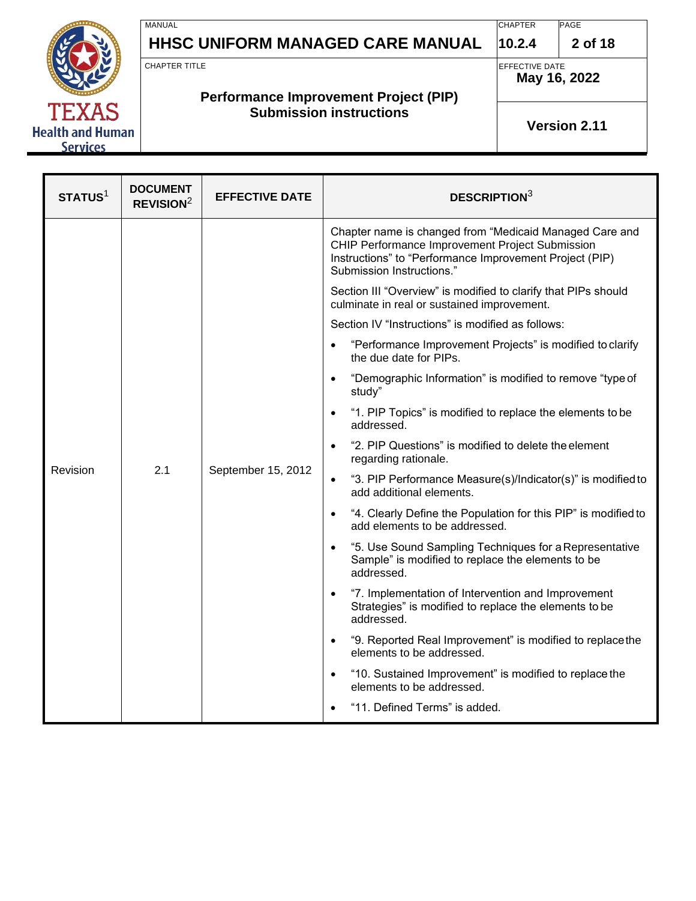| STATUS[1] | DOCUMENT REVISION[2] | EFFECTIVE DATE | DESCRIPTION[3] |
|---|---|---|---|
| Revision | 2.1 | September 15, 2012 | Chapter name is changed from "Medicaid Managed Care and CHIP Performance Improvement Project Submission Instructions" to "Performance Improvement Project (PIP) Submission Instructions."<br><br>Section III "Overview" is modified to clarify that PIPs should culminate in real or sustained improvement.<br><br>Section IV "Instructions" is modified as follows:<br><br>• "Performance Improvement Projects" is modified to clarify the due date for PIPs.<br>• "Demographic Information" is modified to remove "type of study"<br>• "1. PIP Topics" is modified to replace the elements to be addressed.<br>• "2. PIP Questions" is modified to delete the element regarding rationale.<br>• "3. PIP Performance Measure(s)/Indicator(s)" is modified to add additional elements.<br>• "4. Clearly Define the Population for this PIP" is modified to add elements to be addressed.<br>• "5. Use Sound Sampling Techniques for a Representative Sample" is modified to replace the elements to be addressed.<br>• "7. Implementation of Intervention and Improvement Strategies" is modified to replace the elements to be addressed.<br>• "9. Reported Real Improvement" is modified to replace the elements to be addressed.<br>• "10. Sustained Improvement" is modified to replace the elements to be addressed.<br>• "11. Defined Terms" is added. |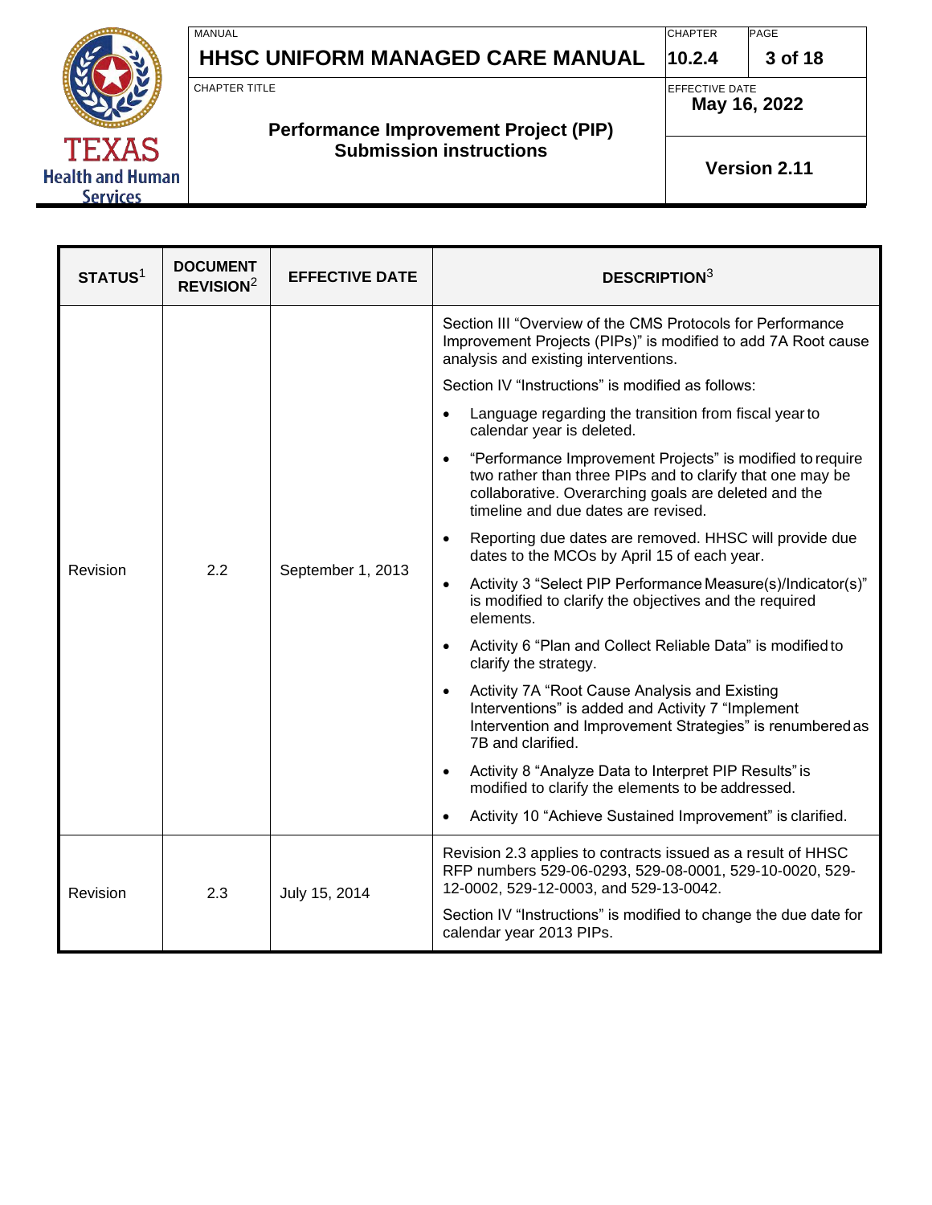| STATUS[1] | DOCUMENT REVISION[2] | EFFECTIVE DATE | DESCRIPTION[3] |
|---|---|---|---|
| Revision | 2.2 | September 1, 2013 | Section III “Overview of the CMS Protocols for Performance Improvement Projects (PIPs)” is modified to add 7A Root cause analysis and existing interventions.<br><br>Section IV “Instructions” is modified as follows:<br><br>• Language regarding the transition from fiscal year to calendar year is deleted.<br>• “Performance Improvement Projects” is modified to require two rather than three PIPs and to clarify that one may be collaborative. Overarching goals are deleted and the timeline and due dates are revised.<br>• Reporting due dates are removed. HHSC will provide due dates to the MCOs by April 15 of each year.<br>• Activity 3 “Select PIP Performance Measure(s)/Indicator(s)” is modified to clarify the objectives and the required elements.<br>• Activity 6 “Plan and Collect Reliable Data” is modified to clarify the strategy.<br>• Activity 7A “Root Cause Analysis and Existing Interventions” is added and Activity 7 “Implement Intervention and Improvement Strategies” is renumbered as 7B and clarified.<br>• Activity 8 “Analyze Data to Interpret PIP Results” is modified to clarify the elements to be addressed.<br>• Activity 10 “Achieve Sustained Improvement” is clarified. |
| Revision | 2.3 | July 15, 2014 | Revision 2.3 applies to contracts issued as a result of HHSC RFP numbers 529-06-0293, 529-08-0001, 529-10-0020, 529-12-0002, 529-12-0003, and 529-13-0042.<br><br>Section IV “Instructions” is modified to change the due date for calendar year 2013 PIPs. |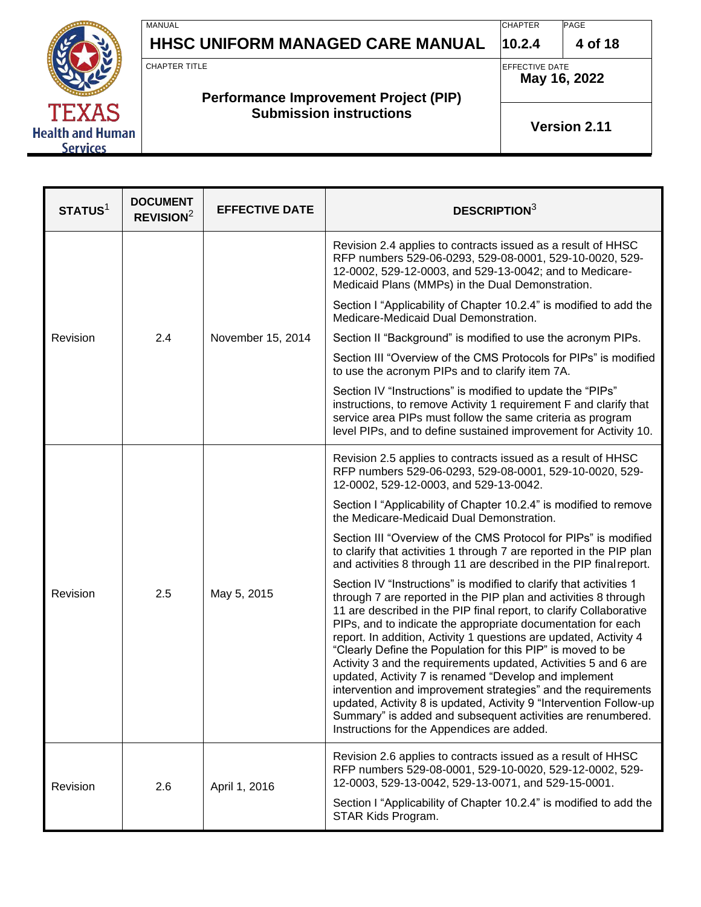| STATUS[1] | DOCUMENT REVISION[2] | EFFECTIVE DATE | DESCRIPTION[3] |
|---|---|---|---|
| Revision | 2.4 | November 15, 2014 | Revision 2.4 applies to contracts issued as a result of HHSC RFP numbers 529-06-0293, 529-08-0001, 529-10-0020, 529-12-0002, 529-12-0003, and 529-13-0042; and to Medicare-Medicaid Plans (MMPs) in the Dual Demonstration.<br><br>Section I "Applicability of Chapter 10.2.4" is modified to add the Medicare-Medicaid Dual Demonstration.<br><br>Section II "Background" is modified to use the acronym PIPs.<br><br>Section III "Overview of the CMS Protocols for PIPs" is modified to use the acronym PIPs and to clarify item 7A.<br><br>Section IV "Instructions" is modified to update the "PIPs" instructions, to remove Activity 1 requirement F and clarify that service area PIPs must follow the same criteria as program level PIPs, and to define sustained improvement for Activity 10. |
| Revision | 2.5 | May 5, 2015 | Revision 2.5 applies to contracts issued as a result of HHSC RFP numbers 529-06-0293, 529-08-0001, 529-10-0020, 529-12-0002, 529-12-0003, and 529-13-0042.<br><br>Section I "Applicability of Chapter 10.2.4" is modified to remove the Medicare-Medicaid Dual Demonstration.<br><br>Section III "Overview of the CMS Protocol for PIPs" is modified to clarify that activities 1 through 7 are reported in the PIP plan and activities 8 through 11 are described in the PIP final report.<br><br>Section IV "Instructions" is modified to clarify that activities 1 through 7 are reported in the PIP plan and activities 8 through 11 are described in the PIP final report, to clarify Collaborative PIPs, and to indicate the appropriate documentation for each report. In addition, Activity 1 questions are updated, Activity 4 "Clearly Define the Population for this PIP" is moved to be Activity 3 and the requirements updated, Activities 5 and 6 are updated, Activity 7 is renamed "Develop and implement intervention and improvement strategies" and the requirements updated, Activity 8 is updated, Activity 9 "Intervention Follow-up Summary" is added and subsequent activities are renumbered. Instructions for the Appendices are added. |
| Revision | 2.6 | April 1, 2016 | Revision 2.6 applies to contracts issued as a result of HHSC RFP numbers 529-08-0001, 529-10-0020, 529-12-0002, 529-12-0003, 529-13-0042, 529-13-0071, and 529-15-0001.<br><br>Section I "Applicability of Chapter 10.2.4" is modified to add the STAR Kids Program. |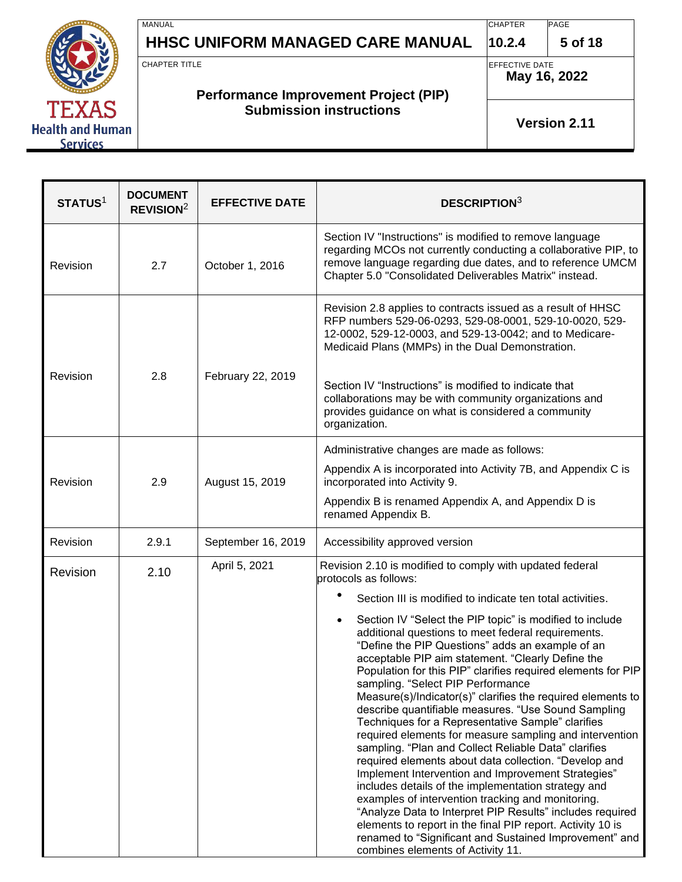| STATUS[1] | DOCUMENT REVISION[2] | EFFECTIVE DATE | DESCRIPTION[3] |
|---|---|---|---|
| Revision | 2.7 | October 1, 2016 | Section IV "Instructions" is modified to remove language regarding MCOs not currently conducting a collaborative PIP, to remove language regarding due dates, and to reference UMCM Chapter 5.0 "Consolidated Deliverables Matrix" instead. |
| Revision | 2.8 | February 22, 2019 | Revision 2.8 applies to contracts issued as a result of HHSC RFP numbers 529-06-0293, 529-08-0001, 529-10-0020, 529-12-0002, 529-12-0003, and 529-13-0042; and to Medicare-Medicaid Plans (MMPs) in the Dual Demonstration.<br><br>Section IV "Instructions" is modified to indicate that collaborations may be with community organizations and provides guidance on what is considered a community organization. |
| Revision | 2.9 | August 15, 2019 | Administrative changes are made as follows:<br><br>Appendix A is incorporated into Activity 7B, and Appendix C is incorporated into Activity 9.<br><br>Appendix B is renamed Appendix A, and Appendix D is renamed Appendix B. |
| Revision | 2.9.1 | September 16, 2019 | Accessibility approved version |
| Revision | 2.10 | April 5, 2021 | Revision 2.10 is modified to comply with updated federal protocols as follows:<br>• Section III is modified to indicate ten total activities.<br>• Section IV "Select the PIP topic" is modified to include additional questions to meet federal requirements. "Define the PIP Questions" adds an example of an acceptable PIP aim statement. "Clearly Define the Population for this PIP" clarifies required elements for PIP sampling. "Select PIP Performance Measure(s)/Indicator(s)" clarifies the required elements to describe quantifiable measures. "Use Sound Sampling Techniques for a Representative Sample" clarifies required elements for measure sampling and intervention sampling. "Plan and Collect Reliable Data" clarifies required elements about data collection. "Develop and Implement Intervention and Improvement Strategies" includes details of the implementation strategy and examples of intervention tracking and monitoring. "Analyze Data to Interpret PIP Results" includes required elements to report in the final PIP report. Activity 10 is renamed to "Significant and Sustained Improvement" and combines elements of Activity 11. |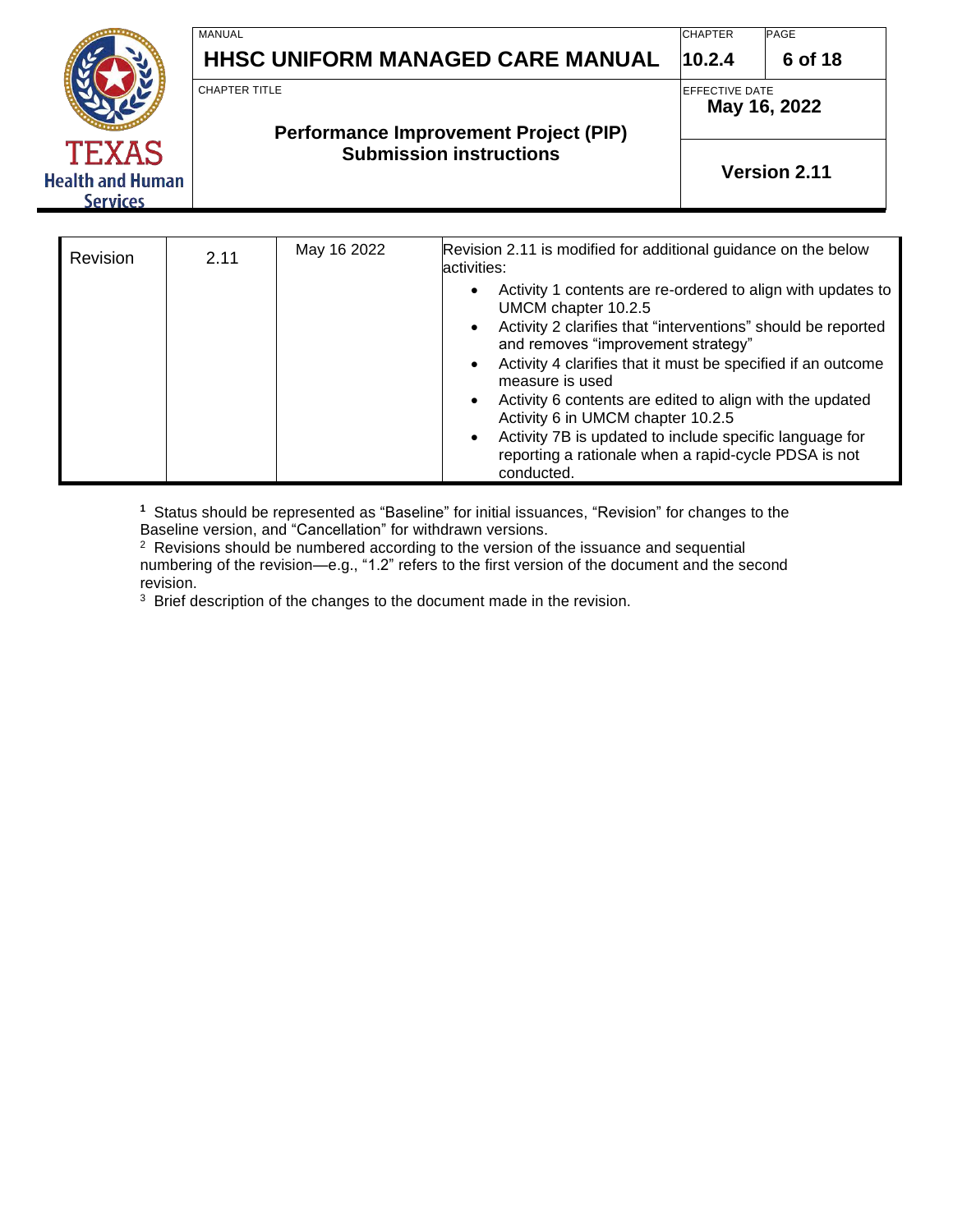| | | | |
|---|---|---|---|
| Revision | 2.11 | May 16 2022 | Revision 2.11 is modified for additional guidance on the below activities:<br>• Activity 1 contents are re-ordered to align with updates to UMCM chapter 10.2.5<br>• Activity 2 clarifies that "interventions" should be reported and removes "improvement strategy"<br>• Activity 4 clarifies that it must be specified if an outcome measure is used<br>• Activity 6 contents are edited to align with the updated Activity 6 in UMCM chapter 10.2.5<br>• Activity 7B is updated to include specific language for reporting a rationale when a rapid-cycle PDSA is not conducted. |

[1] Status should be represented as "Baseline" for initial issuances, "Revision" for changes to the Baseline version, and "Cancellation" for withdrawn versions.

[2] Revisions should be numbered according to the version of the issuance and sequential numbering of the revision—e.g., "1.2" refers to the first version of the document and the second revision.

[3] Brief description of the changes to the document made in the revision.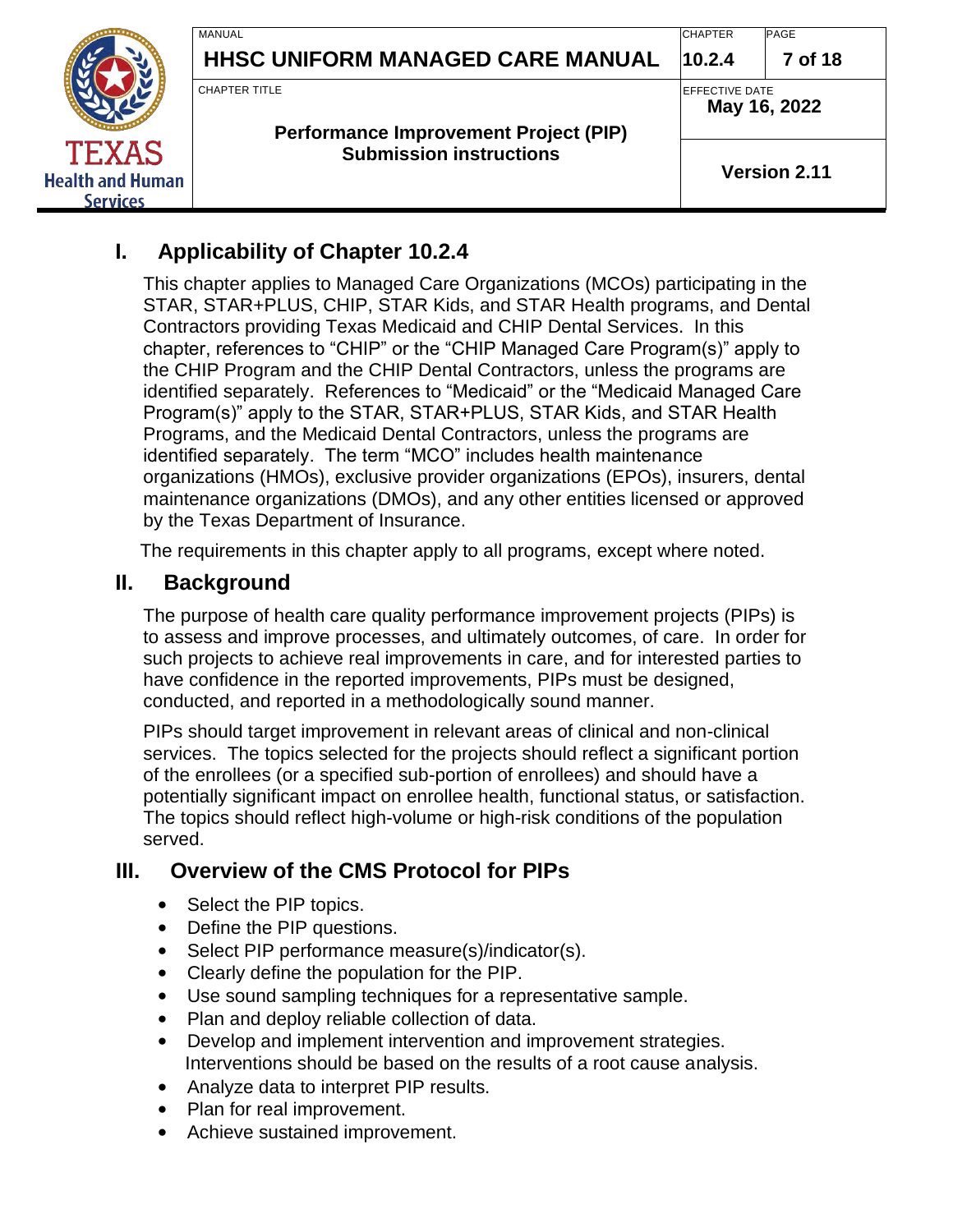## I. Applicability of Chapter 10.2.4

This chapter applies to Managed Care Organizations (MCOs) participating in the STAR, STAR+PLUS, CHIP, STAR Kids, and STAR Health programs, and Dental Contractors providing Texas Medicaid and CHIP Dental Services. In this chapter, references to "CHIP" or the "CHIP Managed Care Program(s)" apply to the CHIP Program and the CHIP Dental Contractors, unless the programs are identified separately. References to "Medicaid" or the "Medicaid Managed Care Program(s)" apply to the STAR, STAR+PLUS, STAR Kids, and STAR Health Programs, and the Medicaid Dental Contractors, unless the programs are identified separately. The term "MCO" includes health maintenance organizations (HMOs), exclusive provider organizations (EPOs), insurers, dental maintenance organizations (DMOs), and any other entities licensed or approved by the Texas Department of Insurance.

The requirements in this chapter apply to all programs, except where noted.

## II. Background

The purpose of health care quality performance improvement projects (PIPs) is to assess and improve processes, and ultimately outcomes, of care. In order for such projects to achieve real improvements in care, and for interested parties to have confidence in the reported improvements, PIPs must be designed, conducted, and reported in a methodologically sound manner.

PIPs should target improvement in relevant areas of clinical and non-clinical services. The topics selected for the projects should reflect a significant portion of the enrollees (or a specified sub-portion of enrollees) and should have a potentially significant impact on enrollee health, functional status, or satisfaction. The topics should reflect high-volume or high-risk conditions of the population served.

## III. Overview of the CMS Protocol for PIPs

- Select the PIP topics.
- Define the PIP questions.
- Select PIP performance measure(s)/indicator(s).
- Clearly define the population for the PIP.
- Use sound sampling techniques for a representative sample.
- Plan and deploy reliable collection of data.
- Develop and implement intervention and improvement strategies. Interventions should be based on the results of a root cause analysis.
- Analyze data to interpret PIP results.
- Plan for real improvement.
- Achieve sustained improvement.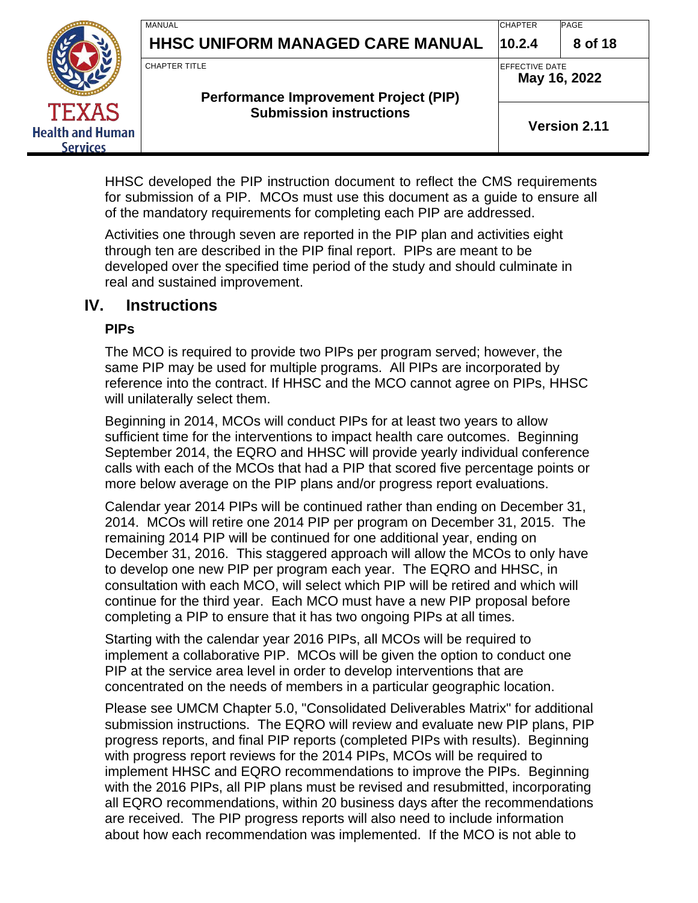HHSC developed the PIP instruction document to reflect the CMS requirements for submission of a PIP. MCOs must use this document as a guide to ensure all of the mandatory requirements for completing each PIP are addressed.

Activities one through seven are reported in the PIP plan and activities eight through ten are described in the PIP final report. PIPs are meant to be developed over the specified time period of the study and should culminate in real and sustained improvement.

## IV. Instructions

### PIPs

The MCO is required to provide two PIPs per program served; however, the same PIP may be used for multiple programs. All PIPs are incorporated by reference into the contract. If HHSC and the MCO cannot agree on PIPs, HHSC will unilaterally select them.

Beginning in 2014, MCOs will conduct PIPs for at least two years to allow sufficient time for the interventions to impact health care outcomes. Beginning September 2014, the EQRO and HHSC will provide yearly individual conference calls with each of the MCOs that had a PIP that scored five percentage points or more below average on the PIP plans and/or progress report evaluations.

Calendar year 2014 PIPs will be continued rather than ending on December 31, 2014. MCOs will retire one 2014 PIP per program on December 31, 2015. The remaining 2014 PIP will be continued for one additional year, ending on December 31, 2016. This staggered approach will allow the MCOs to only have to develop one new PIP per program each year. The EQRO and HHSC, in consultation with each MCO, will select which PIP will be retired and which will continue for the third year. Each MCO must have a new PIP proposal before completing a PIP to ensure that it has two ongoing PIPs at all times.

Starting with the calendar year 2016 PIPs, all MCOs will be required to implement a collaborative PIP. MCOs will be given the option to conduct one PIP at the service area level in order to develop interventions that are concentrated on the needs of members in a particular geographic location.

Please see UMCM Chapter 5.0, "Consolidated Deliverables Matrix" for additional submission instructions. The EQRO will review and evaluate new PIP plans, PIP progress reports, and final PIP reports (completed PIPs with results). Beginning with progress report reviews for the 2014 PIPs, MCOs will be required to implement HHSC and EQRO recommendations to improve the PIPs. Beginning with the 2016 PIPs, all PIP plans must be revised and resubmitted, incorporating all EQRO recommendations, within 20 business days after the recommendations are received. The PIP progress reports will also need to include information about how each recommendation was implemented. If the MCO is not able to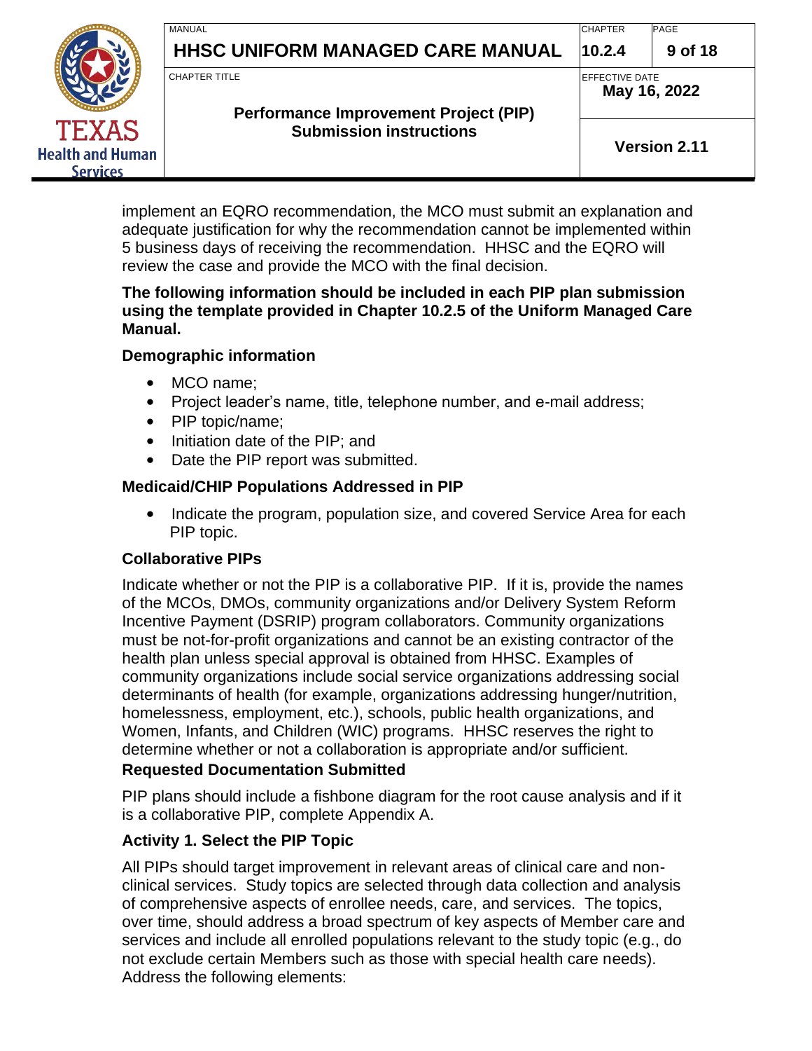implement an EQRO recommendation, the MCO must submit an explanation and adequate justification for why the recommendation cannot be implemented within 5 business days of receiving the recommendation. HHSC and the EQRO will review the case and provide the MCO with the final decision.

**The following information should be included in each PIP plan submission using the template provided in Chapter 10.2.5 of the Uniform Managed Care Manual.**

### Demographic information

- MCO name;
- Project leader's name, title, telephone number, and e-mail address;
- PIP topic/name;
- Initiation date of the PIP; and
- Date the PIP report was submitted.

### Medicaid/CHIP Populations Addressed in PIP

- Indicate the program, population size, and covered Service Area for each PIP topic.

### Collaborative PIPs

Indicate whether or not the PIP is a collaborative PIP. If it is, provide the names of the MCOs, DMOs, community organizations and/or Delivery System Reform Incentive Payment (DSRIP) program collaborators. Community organizations must be not-for-profit organizations and cannot be an existing contractor of the health plan unless special approval is obtained from HHSC. Examples of community organizations include social service organizations addressing social determinants of health (for example, organizations addressing hunger/nutrition, homelessness, employment, etc.), schools, public health organizations, and Women, Infants, and Children (WIC) programs. HHSC reserves the right to determine whether or not a collaboration is appropriate and/or sufficient.

### Requested Documentation Submitted

PIP plans should include a fishbone diagram for the root cause analysis and if it is a collaborative PIP, complete Appendix A.

### Activity 1. Select the PIP Topic

All PIPs should target improvement in relevant areas of clinical care and non-clinical services. Study topics are selected through data collection and analysis of comprehensive aspects of enrollee needs, care, and services. The topics, over time, should address a broad spectrum of key aspects of Member care and services and include all enrolled populations relevant to the study topic (e.g., do not exclude certain Members such as those with special health care needs). Address the following elements: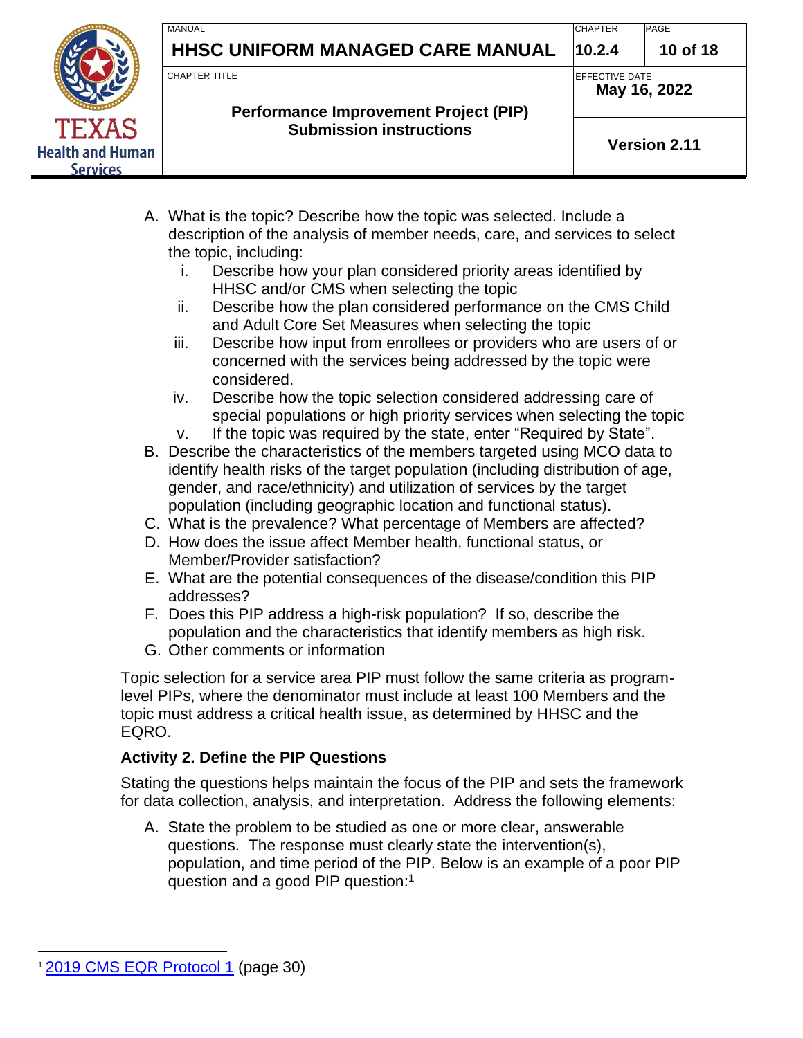A. What is the topic? Describe how the topic was selected. Include a description of the analysis of member needs, care, and services to select the topic, including:
   i. Describe how your plan considered priority areas identified by HHSC and/or CMS when selecting the topic
   ii. Describe how the plan considered performance on the CMS Child and Adult Core Set Measures when selecting the topic
   iii. Describe how input from enrollees or providers who are users of or concerned with the services being addressed by the topic were considered.
   iv. Describe how the topic selection considered addressing care of special populations or high priority services when selecting the topic
   v. If the topic was required by the state, enter "Required by State".
B. Describe the characteristics of the members targeted using MCO data to identify health risks of the target population (including distribution of age, gender, and race/ethnicity) and utilization of services by the target population (including geographic location and functional status).
C. What is the prevalence? What percentage of Members are affected?
D. How does the issue affect Member health, functional status, or Member/Provider satisfaction?
E. What are the potential consequences of the disease/condition this PIP addresses?
F. Does this PIP address a high-risk population? If so, describe the population and the characteristics that identify members as high risk.
G. Other comments or information

Topic selection for a service area PIP must follow the same criteria as program-level PIPs, where the denominator must include at least 100 Members and the topic must address a critical health issue, as determined by HHSC and the EQRO.

### Activity 2. Define the PIP Questions

Stating the questions helps maintain the focus of the PIP and sets the framework for data collection, analysis, and interpretation. Address the following elements:

A. State the problem to be studied as one or more clear, answerable questions. The response must clearly state the intervention(s), population, and time period of the PIP. Below is an example of a poor PIP question and a good PIP question:[1]

[1] 2019 CMS EQR Protocol 1 (page 30)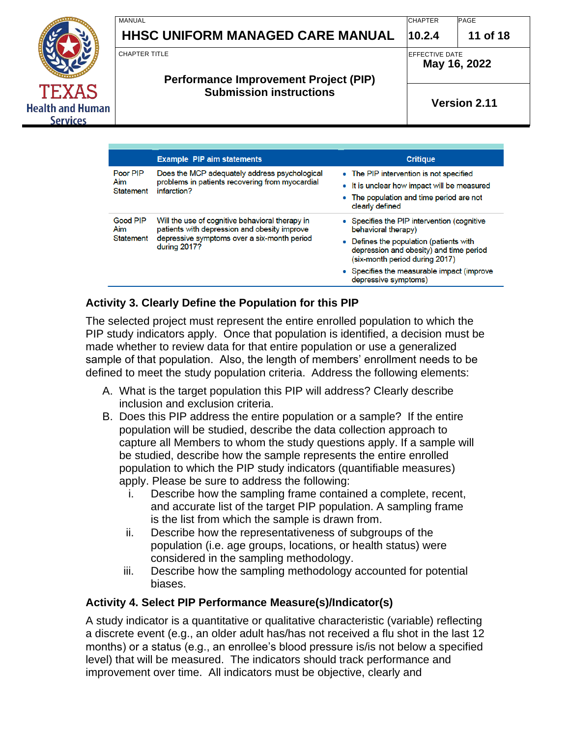| | Example PIP aim statements | Critique |
|---|---|---|
| Poor PIP Aim Statement | Does the MCP adequately address psychological problems in patients recovering from myocardial infarction? | • The PIP intervention is not specified<br>• It is unclear how impact will be measured<br>• The population and time period are not clearly defined |
| Good PIP Aim Statement | Will the use of cognitive behavioral therapy in patients with depression and obesity improve depressive symptoms over a six-month period during 2017? | • Specifies the PIP intervention (cognitive behavioral therapy)<br>• Defines the population (patients with depression and obesity) and time period (six-month period during 2017)<br>• Specifies the measurable impact (improve depressive symptoms) |

### Activity 3. Clearly Define the Population for this PIP

The selected project must represent the entire enrolled population to which the PIP study indicators apply. Once that population is identified, a decision must be made whether to review data for that entire population or use a generalized sample of that population. Also, the length of members' enrollment needs to be defined to meet the study population criteria. Address the following elements:

A. What is the target population this PIP will address? Clearly describe inclusion and exclusion criteria.
B. Does this PIP address the entire population or a sample? If the entire population will be studied, describe the data collection approach to capture all Members to whom the study questions apply. If a sample will be studied, describe how the sample represents the entire enrolled population to which the PIP study indicators (quantifiable measures) apply. Please be sure to address the following:
   i. Describe how the sampling frame contained a complete, recent, and accurate list of the target PIP population. A sampling frame is the list from which the sample is drawn from.
   ii. Describe how the representativeness of subgroups of the population (i.e. age groups, locations, or health status) were considered in the sampling methodology.
   iii. Describe how the sampling methodology accounted for potential biases.

### Activity 4. Select PIP Performance Measure(s)/Indicator(s)

A study indicator is a quantitative or qualitative characteristic (variable) reflecting a discrete event (e.g., an older adult has/has not received a flu shot in the last 12 months) or a status (e.g., an enrollee's blood pressure is/is not below a specified level) that will be measured. The indicators should track performance and improvement over time. All indicators must be objective, clearly and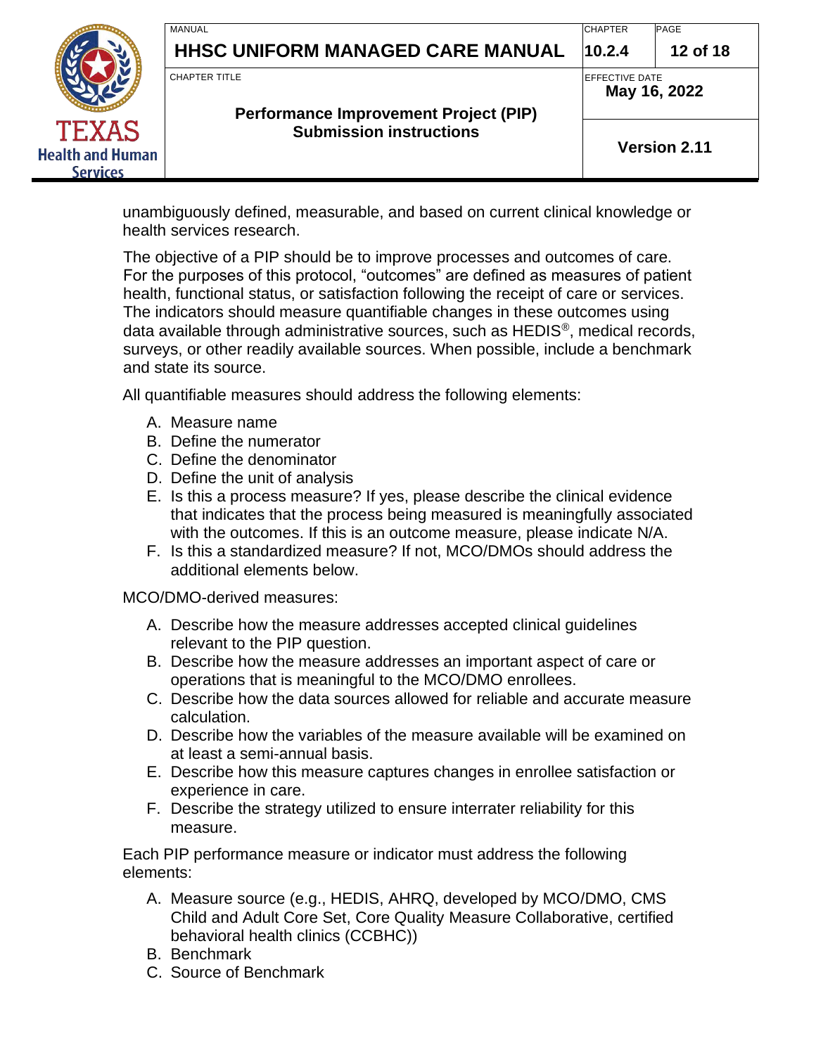unambiguously defined, measurable, and based on current clinical knowledge or health services research.

The objective of a PIP should be to improve processes and outcomes of care. For the purposes of this protocol, "outcomes" are defined as measures of patient health, functional status, or satisfaction following the receipt of care or services. The indicators should measure quantifiable changes in these outcomes using data available through administrative sources, such as HEDIS®, medical records, surveys, or other readily available sources. When possible, include a benchmark and state its source.

All quantifiable measures should address the following elements:

A. Measure name
B. Define the numerator
C. Define the denominator
D. Define the unit of analysis
E. Is this a process measure? If yes, please describe the clinical evidence that indicates that the process being measured is meaningfully associated with the outcomes. If this is an outcome measure, please indicate N/A.
F. Is this a standardized measure? If not, MCO/DMOs should address the additional elements below.

MCO/DMO-derived measures:

A. Describe how the measure addresses accepted clinical guidelines relevant to the PIP question.
B. Describe how the measure addresses an important aspect of care or operations that is meaningful to the MCO/DMO enrollees.
C. Describe how the data sources allowed for reliable and accurate measure calculation.
D. Describe how the variables of the measure available will be examined on at least a semi-annual basis.
E. Describe how this measure captures changes in enrollee satisfaction or experience in care.
F. Describe the strategy utilized to ensure interrater reliability for this measure.

Each PIP performance measure or indicator must address the following elements:

A. Measure source (e.g., HEDIS, AHRQ, developed by MCO/DMO, CMS Child and Adult Core Set, Core Quality Measure Collaborative, certified behavioral health clinics (CCBHC))
B. Benchmark
C. Source of Benchmark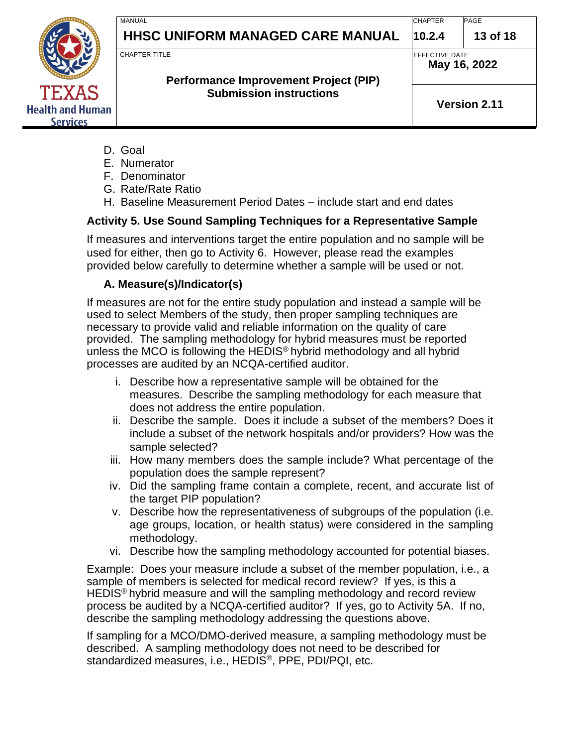D. Goal
E. Numerator
F. Denominator
G. Rate/Rate Ratio
H. Baseline Measurement Period Dates – include start and end dates

### Activity 5. Use Sound Sampling Techniques for a Representative Sample

If measures and interventions target the entire population and no sample will be used for either, then go to Activity 6. However, please read the examples provided below carefully to determine whether a sample will be used or not.

#### A. Measure(s)/Indicator(s)

If measures are not for the entire study population and instead a sample will be used to select Members of the study, then proper sampling techniques are necessary to provide valid and reliable information on the quality of care provided. The sampling methodology for hybrid measures must be reported unless the MCO is following the HEDIS® hybrid methodology and all hybrid processes are audited by an NCQA-certified auditor.

i. Describe how a representative sample will be obtained for the measures. Describe the sampling methodology for each measure that does not address the entire population.
ii. Describe the sample. Does it include a subset of the members? Does it include a subset of the network hospitals and/or providers? How was the sample selected?
iii. How many members does the sample include? What percentage of the population does the sample represent?
iv. Did the sampling frame contain a complete, recent, and accurate list of the target PIP population?
v. Describe how the representativeness of subgroups of the population (i.e. age groups, location, or health status) were considered in the sampling methodology.
vi. Describe how the sampling methodology accounted for potential biases.

Example: Does your measure include a subset of the member population, i.e., a sample of members is selected for medical record review? If yes, is this a HEDIS® hybrid measure and will the sampling methodology and record review process be audited by a NCQA-certified auditor? If yes, go to Activity 5A. If no, describe the sampling methodology addressing the questions above.

If sampling for a MCO/DMO-derived measure, a sampling methodology must be described. A sampling methodology does not need to be described for standardized measures, i.e., HEDIS®, PPE, PDI/PQI, etc.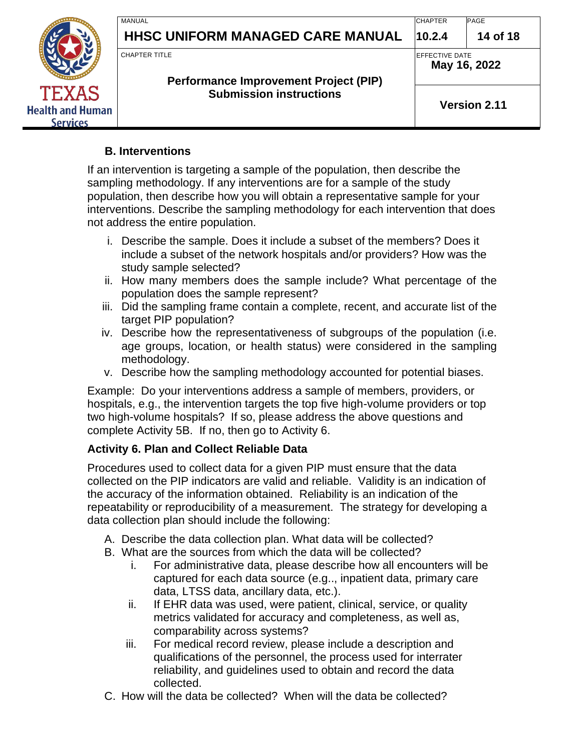### B. Interventions

If an intervention is targeting a sample of the population, then describe the sampling methodology. If any interventions are for a sample of the study population, then describe how you will obtain a representative sample for your interventions. Describe the sampling methodology for each intervention that does not address the entire population.

i. Describe the sample. Does it include a subset of the members? Does it include a subset of the network hospitals and/or providers? How was the study sample selected?
ii. How many members does the sample include? What percentage of the population does the sample represent?
iii. Did the sampling frame contain a complete, recent, and accurate list of the target PIP population?
iv. Describe how the representativeness of subgroups of the population (i.e. age groups, location, or health status) were considered in the sampling methodology.
v. Describe how the sampling methodology accounted for potential biases.

Example: Do your interventions address a sample of members, providers, or hospitals, e.g., the intervention targets the top five high-volume providers or top two high-volume hospitals? If so, please address the above questions and complete Activity 5B. If no, then go to Activity 6.

### Activity 6. Plan and Collect Reliable Data

Procedures used to collect data for a given PIP must ensure that the data collected on the PIP indicators are valid and reliable. Validity is an indication of the accuracy of the information obtained. Reliability is an indication of the repeatability or reproducibility of a measurement. The strategy for developing a data collection plan should include the following:

A. Describe the data collection plan. What data will be collected?
B. What are the sources from which the data will be collected?
   i. For administrative data, please describe how all encounters will be captured for each data source (e.g.., inpatient data, primary care data, LTSS data, ancillary data, etc.).
   ii. If EHR data was used, were patient, clinical, service, or quality metrics validated for accuracy and completeness, as well as, comparability across systems?
   iii. For medical record review, please include a description and qualifications of the personnel, the process used for interrater reliability, and guidelines used to obtain and record the data collected.
C. How will the data be collected? When will the data be collected?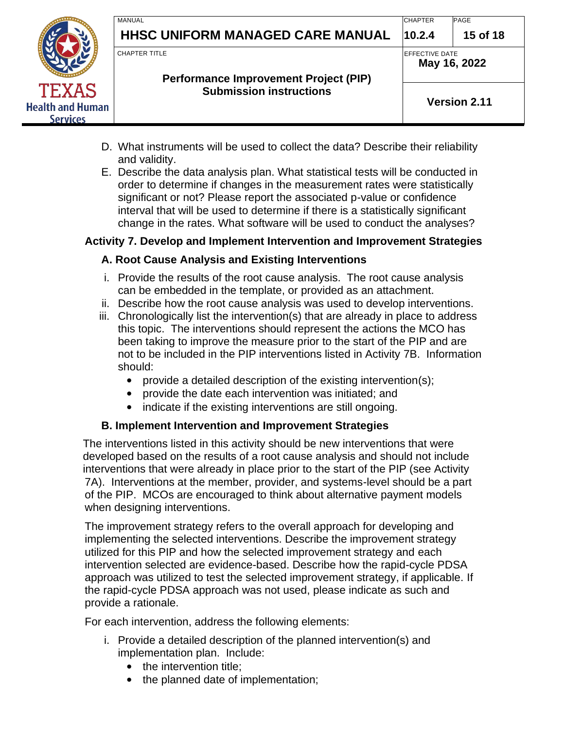D. What instruments will be used to collect the data? Describe their reliability and validity.

E. Describe the data analysis plan. What statistical tests will be conducted in order to determine if changes in the measurement rates were statistically significant or not? Please report the associated p-value or confidence interval that will be used to determine if there is a statistically significant change in the rates. What software will be used to conduct the analyses?

### Activity 7. Develop and Implement Intervention and Improvement Strategies

#### A. Root Cause Analysis and Existing Interventions

i. Provide the results of the root cause analysis. The root cause analysis can be embedded in the template, or provided as an attachment.

ii. Describe how the root cause analysis was used to develop interventions.

iii. Chronologically list the intervention(s) that are already in place to address this topic. The interventions should represent the actions the MCO has been taking to improve the measure prior to the start of the PIP and are not to be included in the PIP interventions listed in Activity 7B. Information should:

- provide a detailed description of the existing intervention(s);
- provide the date each intervention was initiated; and
- indicate if the existing interventions are still ongoing.

#### B. Implement Intervention and Improvement Strategies

The interventions listed in this activity should be new interventions that were developed based on the results of a root cause analysis and should not include interventions that were already in place prior to the start of the PIP (see Activity 7A). Interventions at the member, provider, and systems-level should be a part of the PIP. MCOs are encouraged to think about alternative payment models when designing interventions.

The improvement strategy refers to the overall approach for developing and implementing the selected interventions. Describe the improvement strategy utilized for this PIP and how the selected improvement strategy and each intervention selected are evidence-based. Describe how the rapid-cycle PDSA approach was utilized to test the selected improvement strategy, if applicable. If the rapid-cycle PDSA approach was not used, please indicate as such and provide a rationale.

For each intervention, address the following elements:

i. Provide a detailed description of the planned intervention(s) and implementation plan. Include:

- the intervention title;
- the planned date of implementation;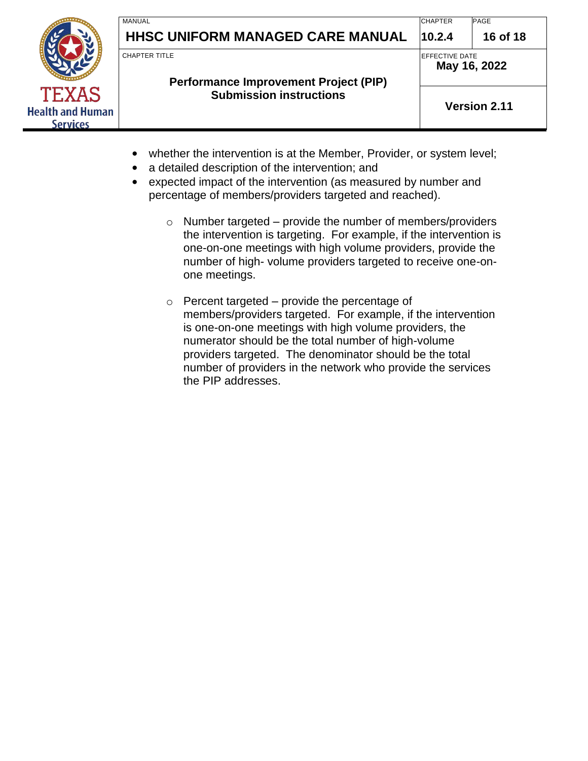- whether the intervention is at the Member, Provider, or system level;
- a detailed description of the intervention; and
- expected impact of the intervention (as measured by number and percentage of members/providers targeted and reached).

  - Number targeted – provide the number of members/providers the intervention is targeting. For example, if the intervention is one-on-one meetings with high volume providers, provide the number of high- volume providers targeted to receive one-on-one meetings.

  - Percent targeted – provide the percentage of members/providers targeted. For example, if the intervention is one-on-one meetings with high volume providers, the numerator should be the total number of high-volume providers targeted. The denominator should be the total number of providers in the network who provide the services the PIP addresses.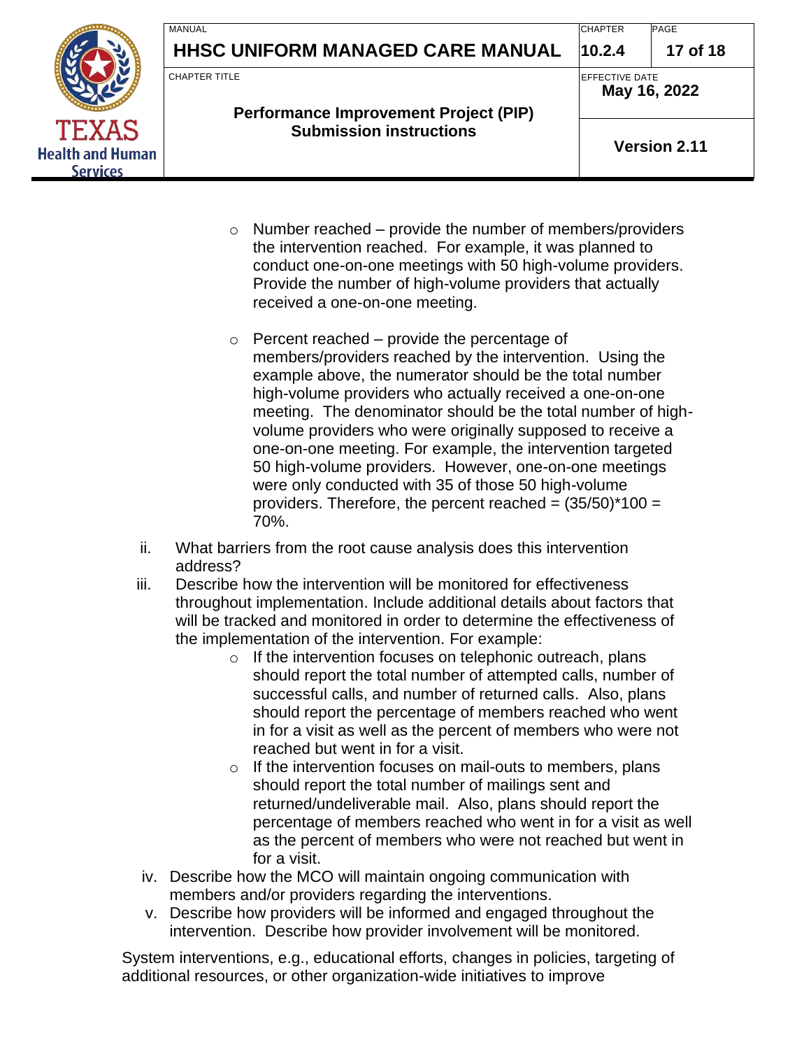- Number reached – provide the number of members/providers the intervention reached. For example, it was planned to conduct one-on-one meetings with 50 high-volume providers. Provide the number of high-volume providers that actually received a one-on-one meeting.

- Percent reached – provide the percentage of members/providers reached by the intervention. Using the example above, the numerator should be the total number high-volume providers who actually received a one-on-one meeting. The denominator should be the total number of high-volume providers who were originally supposed to receive a one-on-one meeting. For example, the intervention targeted 50 high-volume providers. However, one-on-one meetings were only conducted with 35 of those 50 high-volume providers. Therefore, the percent reached = (35/50)*100 = 70%.

ii. What barriers from the root cause analysis does this intervention address?

iii. Describe how the intervention will be monitored for effectiveness throughout implementation. Include additional details about factors that will be tracked and monitored in order to determine the effectiveness of the implementation of the intervention. For example:
   - If the intervention focuses on telephonic outreach, plans should report the total number of attempted calls, number of successful calls, and number of returned calls. Also, plans should report the percentage of members reached who went in for a visit as well as the percent of members who were not reached but went in for a visit.
   - If the intervention focuses on mail-outs to members, plans should report the total number of mailings sent and returned/undeliverable mail. Also, plans should report the percentage of members reached who went in for a visit as well as the percent of members who were not reached but went in for a visit.

iv. Describe how the MCO will maintain ongoing communication with members and/or providers regarding the interventions.

v. Describe how providers will be informed and engaged throughout the intervention. Describe how provider involvement will be monitored.

System interventions, e.g., educational efforts, changes in policies, targeting of additional resources, or other organization-wide initiatives to improve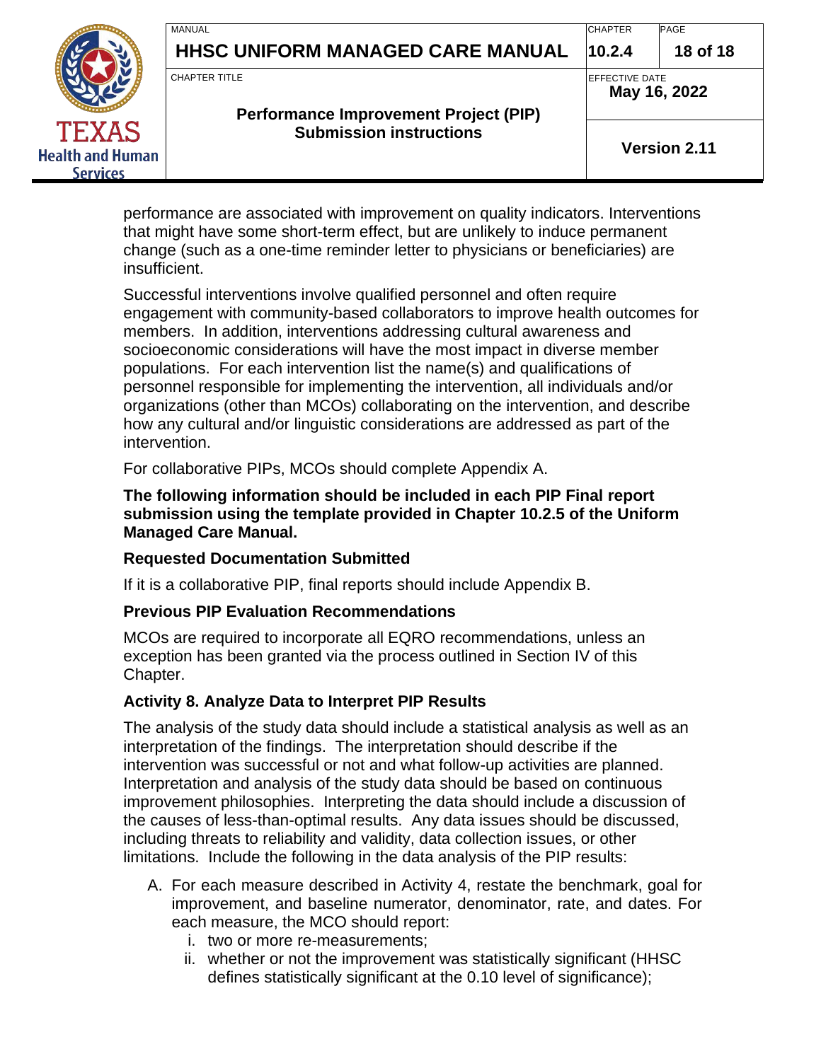performance are associated with improvement on quality indicators. Interventions that might have some short-term effect, but are unlikely to induce permanent change (such as a one-time reminder letter to physicians or beneficiaries) are insufficient.

Successful interventions involve qualified personnel and often require engagement with community-based collaborators to improve health outcomes for members. In addition, interventions addressing cultural awareness and socioeconomic considerations will have the most impact in diverse member populations. For each intervention list the name(s) and qualifications of personnel responsible for implementing the intervention, all individuals and/or organizations (other than MCOs) collaborating on the intervention, and describe how any cultural and/or linguistic considerations are addressed as part of the intervention.

For collaborative PIPs, MCOs should complete Appendix A.

**The following information should be included in each PIP Final report submission using the template provided in Chapter 10.2.5 of the Uniform Managed Care Manual.**

**Requested Documentation Submitted**

If it is a collaborative PIP, final reports should include Appendix B.

**Previous PIP Evaluation Recommendations**

MCOs are required to incorporate all EQRO recommendations, unless an exception has been granted via the process outlined in Section IV of this Chapter.

**Activity 8. Analyze Data to Interpret PIP Results**

The analysis of the study data should include a statistical analysis as well as an interpretation of the findings. The interpretation should describe if the intervention was successful or not and what follow-up activities are planned. Interpretation and analysis of the study data should be based on continuous improvement philosophies. Interpreting the data should include a discussion of the causes of less-than-optimal results. Any data issues should be discussed, including threats to reliability and validity, data collection issues, or other limitations. Include the following in the data analysis of the PIP results:

A. For each measure described in Activity 4, restate the benchmark, goal for improvement, and baseline numerator, denominator, rate, and dates. For each measure, the MCO should report:
   i. two or more re-measurements;
   ii. whether or not the improvement was statistically significant (HHSC defines statistically significant at the 0.10 level of significance);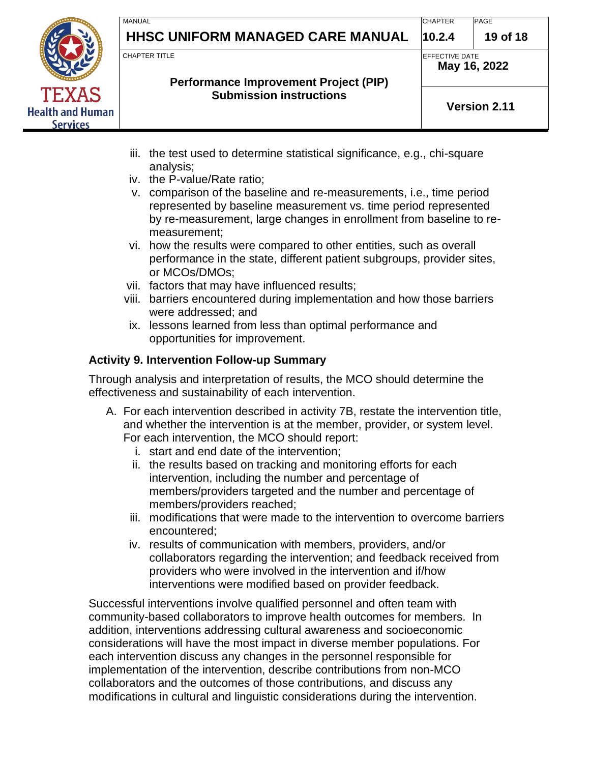iii. the test used to determine statistical significance, e.g., chi-square analysis;
iv. the P-value/Rate ratio;
v. comparison of the baseline and re-measurements, i.e., time period represented by baseline measurement vs. time period represented by re-measurement, large changes in enrollment from baseline to re-measurement;
vi. how the results were compared to other entities, such as overall performance in the state, different patient subgroups, provider sites, or MCOs/DMOs;
vii. factors that may have influenced results;
viii. barriers encountered during implementation and how those barriers were addressed; and
ix. lessons learned from less than optimal performance and opportunities for improvement.

**Activity 9. Intervention Follow-up Summary**

Through analysis and interpretation of results, the MCO should determine the effectiveness and sustainability of each intervention.

A. For each intervention described in activity 7B, restate the intervention title, and whether the intervention is at the member, provider, or system level. For each intervention, the MCO should report:
   i. start and end date of the intervention;
   ii. the results based on tracking and monitoring efforts for each intervention, including the number and percentage of members/providers targeted and the number and percentage of members/providers reached;
   iii. modifications that were made to the intervention to overcome barriers encountered;
   iv. results of communication with members, providers, and/or collaborators regarding the intervention; and feedback received from providers who were involved in the intervention and if/how interventions were modified based on provider feedback.

Successful interventions involve qualified personnel and often team with community-based collaborators to improve health outcomes for members. In addition, interventions addressing cultural awareness and socioeconomic considerations will have the most impact in diverse member populations. For each intervention discuss any changes in the personnel responsible for implementation of the intervention, describe contributions from non-MCO collaborators and the outcomes of those contributions, and discuss any modifications in cultural and linguistic considerations during the intervention.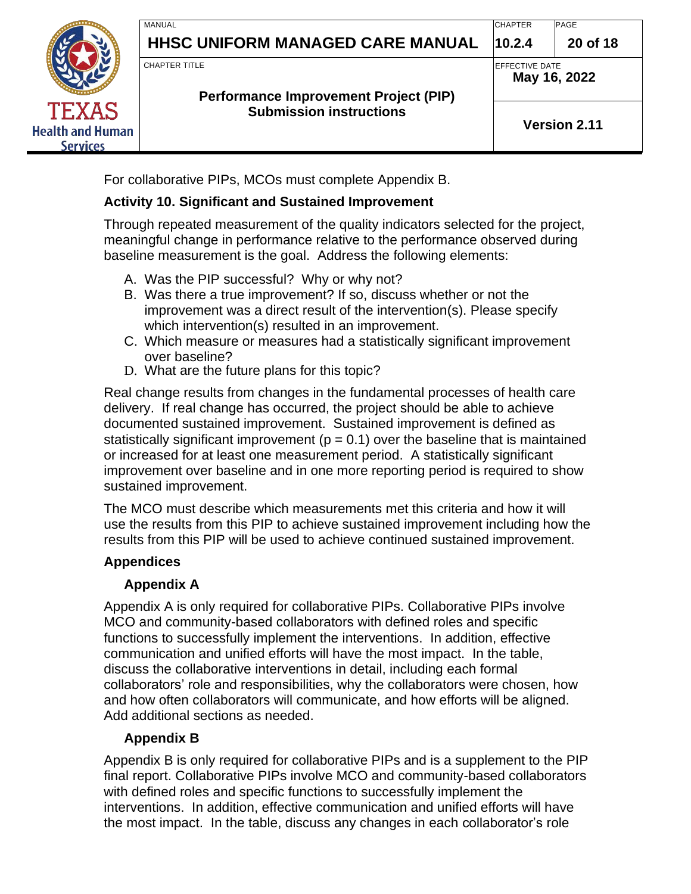For collaborative PIPs, MCOs must complete Appendix B.

### Activity 10. Significant and Sustained Improvement

Through repeated measurement of the quality indicators selected for the project, meaningful change in performance relative to the performance observed during baseline measurement is the goal. Address the following elements:

A. Was the PIP successful? Why or why not?
B. Was there a true improvement? If so, discuss whether or not the improvement was a direct result of the intervention(s). Please specify which intervention(s) resulted in an improvement.
C. Which measure or measures had a statistically significant improvement over baseline?
D. What are the future plans for this topic?

Real change results from changes in the fundamental processes of health care delivery. If real change has occurred, the project should be able to achieve documented sustained improvement. Sustained improvement is defined as statistically significant improvement ($p = 0.1$) over the baseline that is maintained or increased for at least one measurement period. A statistically significant improvement over baseline and in one more reporting period is required to show sustained improvement.

The MCO must describe which measurements met this criteria and how it will use the results from this PIP to achieve sustained improvement including how the results from this PIP will be used to achieve continued sustained improvement.

## Appendices

### Appendix A

Appendix A is only required for collaborative PIPs. Collaborative PIPs involve MCO and community-based collaborators with defined roles and specific functions to successfully implement the interventions. In addition, effective communication and unified efforts will have the most impact. In the table, discuss the collaborative interventions in detail, including each formal collaborators' role and responsibilities, why the collaborators were chosen, how and how often collaborators will communicate, and how efforts will be aligned. Add additional sections as needed.

### Appendix B

Appendix B is only required for collaborative PIPs and is a supplement to the PIP final report. Collaborative PIPs involve MCO and community-based collaborators with defined roles and specific functions to successfully implement the interventions. In addition, effective communication and unified efforts will have the most impact. In the table, discuss any changes in each collaborator's role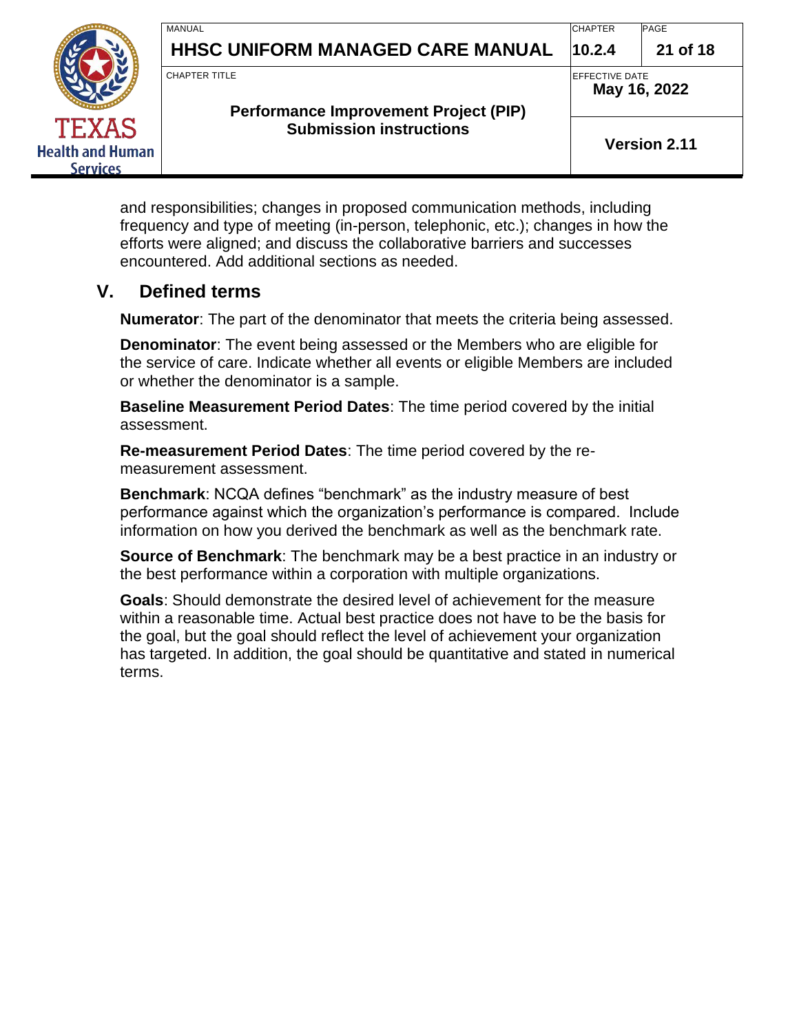and responsibilities; changes in proposed communication methods, including frequency and type of meeting (in-person, telephonic, etc.); changes in how the efforts were aligned; and discuss the collaborative barriers and successes encountered. Add additional sections as needed.

## V. Defined terms

**Numerator**: The part of the denominator that meets the criteria being assessed.

**Denominator**: The event being assessed or the Members who are eligible for the service of care. Indicate whether all events or eligible Members are included or whether the denominator is a sample.

**Baseline Measurement Period Dates**: The time period covered by the initial assessment.

**Re-measurement Period Dates**: The time period covered by the re-measurement assessment.

**Benchmark**: NCQA defines "benchmark" as the industry measure of best performance against which the organization's performance is compared. Include information on how you derived the benchmark as well as the benchmark rate.

**Source of Benchmark**: The benchmark may be a best practice in an industry or the best performance within a corporation with multiple organizations.

**Goals**: Should demonstrate the desired level of achievement for the measure within a reasonable time. Actual best practice does not have to be the basis for the goal, but the goal should reflect the level of achievement your organization has targeted. In addition, the goal should be quantitative and stated in numerical terms.